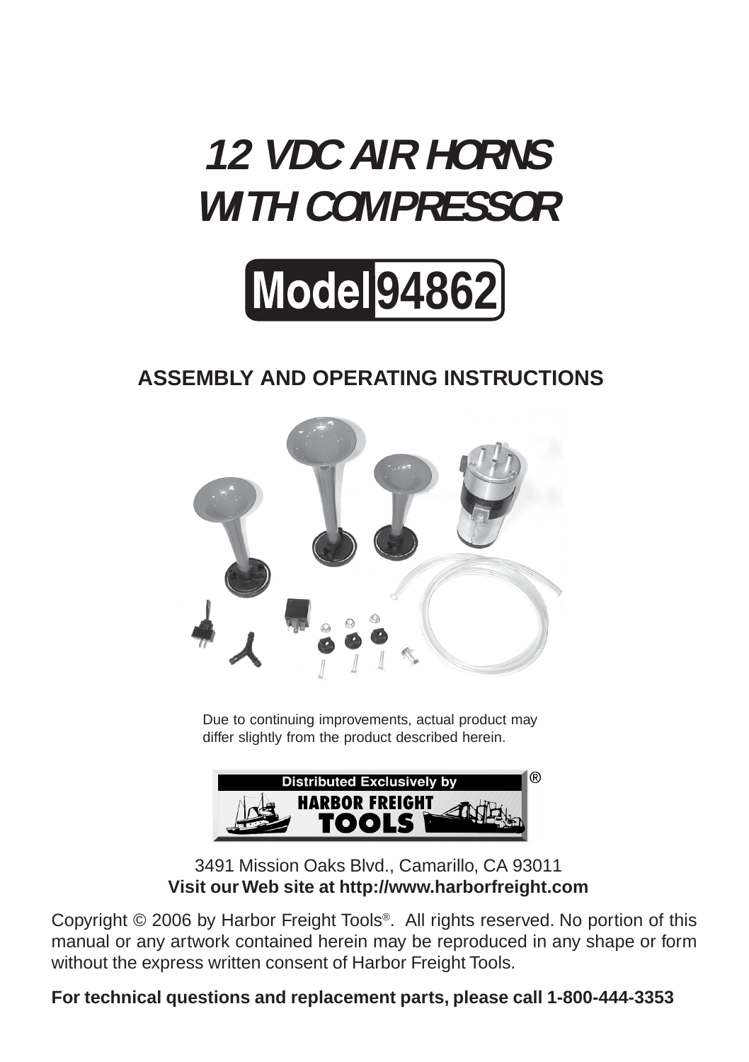# 12 VDC AIR HORNS WITH COMPRESSOR

## Model 94862

### ASSEMBLY AND OPERATING INSTRUCTIONS

Due to continuing improvements, actual product may differ slightly from the product described herein.

Distributed Exclusively by HARBOR FREIGHT TOOLS®

3491 Mission Oaks Blvd., Camarillo, CA 93011

**Visit our Web site at http://www.harborfreight.com**

Copyright © 2006 by Harbor Freight Tools®. All rights reserved. No portion of this manual or any artwork contained herein may be reproduced in any shape or form without the express written consent of Harbor Freight Tools.

**For technical questions and replacement parts, please call 1-800-444-3353**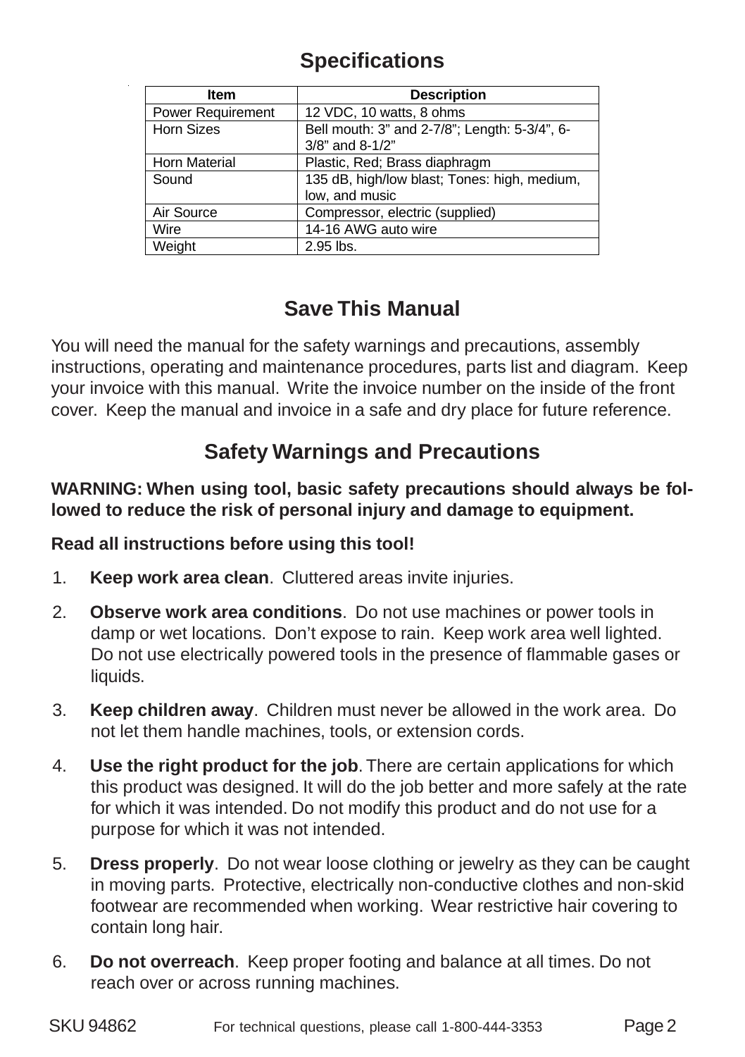## Specifications

| Item | Description |
|---|---|
| Power Requirement | 12 VDC, 10 watts, 8 ohms |
| Horn Sizes | Bell mouth: 3" and 2-7/8"; Length: 5-3/4", 6-3/8" and 8-1/2" |
| Horn Material | Plastic, Red; Brass diaphragm |
| Sound | 135 dB, high/low blast; Tones: high, medium, low, and music |
| Air Source | Compressor, electric (supplied) |
| Wire | 14-16 AWG auto wire |
| Weight | 2.95 lbs. |

## Save This Manual

You will need the manual for the safety warnings and precautions, assembly instructions, operating and maintenance procedures, parts list and diagram. Keep your invoice with this manual. Write the invoice number on the inside of the front cover. Keep the manual and invoice in a safe and dry place for future reference.

## Safety Warnings and Precautions

**WARNING: When using tool, basic safety precautions should always be followed to reduce the risk of personal injury and damage to equipment.**

**Read all instructions before using this tool!**

1. **Keep work area clean**. Cluttered areas invite injuries.
2. **Observe work area conditions**. Do not use machines or power tools in damp or wet locations. Don't expose to rain. Keep work area well lighted. Do not use electrically powered tools in the presence of flammable gases or liquids.
3. **Keep children away**. Children must never be allowed in the work area. Do not let them handle machines, tools, or extension cords.
4. **Use the right product for the job**. There are certain applications for which this product was designed. It will do the job better and more safely at the rate for which it was intended. Do not modify this product and do not use for a purpose for which it was not intended.
5. **Dress properly**. Do not wear loose clothing or jewelry as they can be caught in moving parts. Protective, electrically non-conductive clothes and non-skid footwear are recommended when working. Wear restrictive hair covering to contain long hair.
6. **Do not overreach**. Keep proper footing and balance at all times. Do not reach over or across running machines.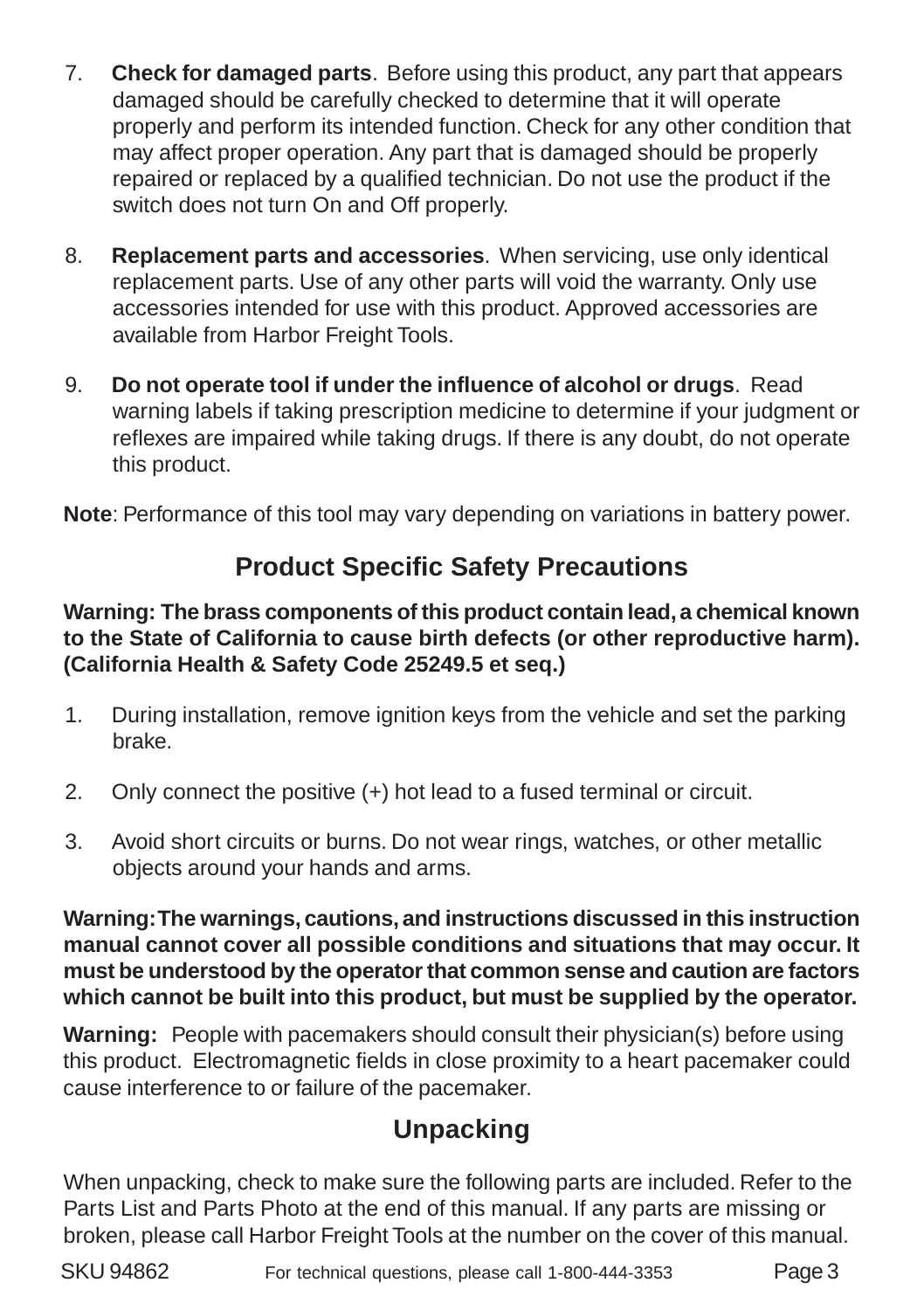7. **Check for damaged parts**. Before using this product, any part that appears damaged should be carefully checked to determine that it will operate properly and perform its intended function. Check for any other condition that may affect proper operation. Any part that is damaged should be properly repaired or replaced by a qualified technician. Do not use the product if the switch does not turn On and Off properly.

8. **Replacement parts and accessories**. When servicing, use only identical replacement parts. Use of any other parts will void the warranty. Only use accessories intended for use with this product. Approved accessories are available from Harbor Freight Tools.

9. **Do not operate tool if under the influence of alcohol or drugs**. Read warning labels if taking prescription medicine to determine if your judgment or reflexes are impaired while taking drugs. If there is any doubt, do not operate this product.

**Note**: Performance of this tool may vary depending on variations in battery power.

## Product Specific Safety Precautions

**Warning: The brass components of this product contain lead, a chemical known to the State of California to cause birth defects (or other reproductive harm). (California Health & Safety Code 25249.5 et seq.)**

1. During installation, remove ignition keys from the vehicle and set the parking brake.

2. Only connect the positive (+) hot lead to a fused terminal or circuit.

3. Avoid short circuits or burns. Do not wear rings, watches, or other metallic objects around your hands and arms.

**Warning: The warnings, cautions, and instructions discussed in this instruction manual cannot cover all possible conditions and situations that may occur. It must be understood by the operator that common sense and caution are factors which cannot be built into this product, but must be supplied by the operator.**

**Warning:** People with pacemakers should consult their physician(s) before using this product. Electromagnetic fields in close proximity to a heart pacemaker could cause interference to or failure of the pacemaker.

## Unpacking

When unpacking, check to make sure the following parts are included. Refer to the Parts List and Parts Photo at the end of this manual. If any parts are missing or broken, please call Harbor Freight Tools at the number on the cover of this manual.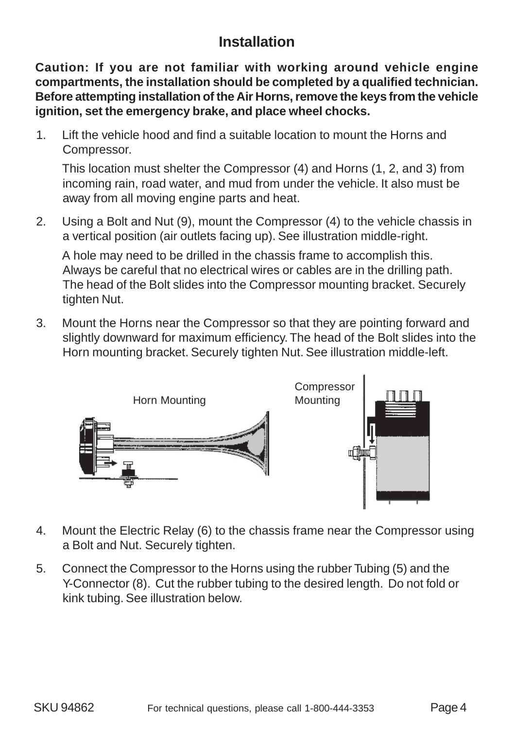## Installation

**Caution: If you are not familiar with working around vehicle engine compartments, the installation should be completed by a qualified technician. Before attempting installation of the Air Horns, remove the keys from the vehicle ignition, set the emergency brake, and place wheel chocks.**

1. Lift the vehicle hood and find a suitable location to mount the Horns and Compressor.

   This location must shelter the Compressor (4) and Horns (1, 2, and 3) from incoming rain, road water, and mud from under the vehicle. It also must be away from all moving engine parts and heat.

2. Using a Bolt and Nut (9), mount the Compressor (4) to the vehicle chassis in a vertical position (air outlets facing up). See illustration middle-right.

   A hole may need to be drilled in the chassis frame to accomplish this. Always be careful that no electrical wires or cables are in the drilling path. The head of the Bolt slides into the Compressor mounting bracket. Securely tighten Nut.

3. Mount the Horns near the Compressor so that they are pointing forward and slightly downward for maximum efficiency. The head of the Bolt slides into the Horn mounting bracket. Securely tighten Nut. See illustration middle-left.

Horn Mounting

Compressor Mounting

4. Mount the Electric Relay (6) to the chassis frame near the Compressor using a Bolt and Nut. Securely tighten.

5. Connect the Compressor to the Horns using the rubber Tubing (5) and the Y-Connector (8). Cut the rubber tubing to the desired length. Do not fold or kink tubing. See illustration below.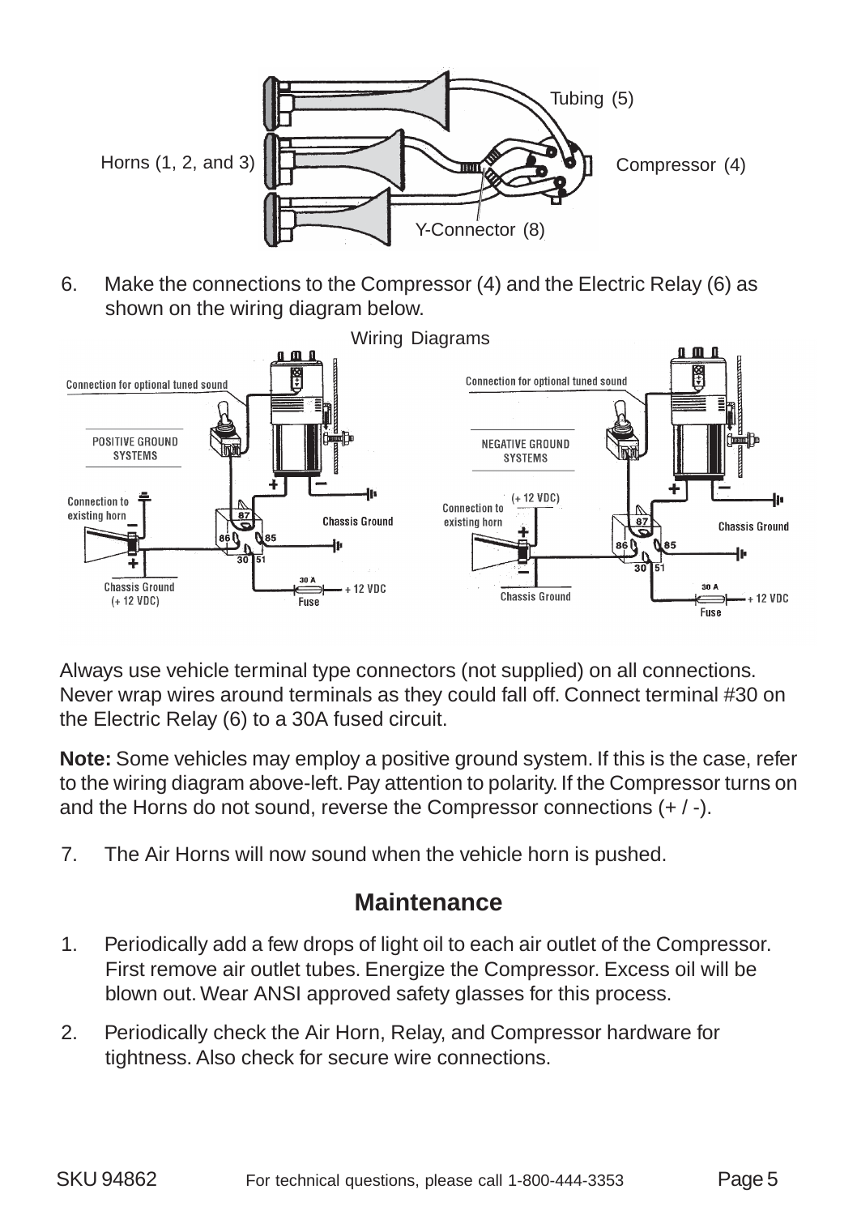Horns (1, 2, and 3)

Tubing (5)

Compressor (4)

Y-Connector (8)

6. Make the connections to the Compressor (4) and the Electric Relay (6) as shown on the wiring diagram below.

Wiring Diagrams

Always use vehicle terminal type connectors (not supplied) on all connections. Never wrap wires around terminals as they could fall off. Connect terminal #30 on the Electric Relay (6) to a 30A fused circuit.

**Note:** Some vehicles may employ a positive ground system. If this is the case, refer to the wiring diagram above-left. Pay attention to polarity. If the Compressor turns on and the Horns do not sound, reverse the Compressor connections (+ / -).

7. The Air Horns will now sound when the vehicle horn is pushed.

## Maintenance

1. Periodically add a few drops of light oil to each air outlet of the Compressor. First remove air outlet tubes. Energize the Compressor. Excess oil will be blown out. Wear ANSI approved safety glasses for this process.
2. Periodically check the Air Horn, Relay, and Compressor hardware for tightness. Also check for secure wire connections.

SKU 94862 For technical questions, please call 1-800-444-3353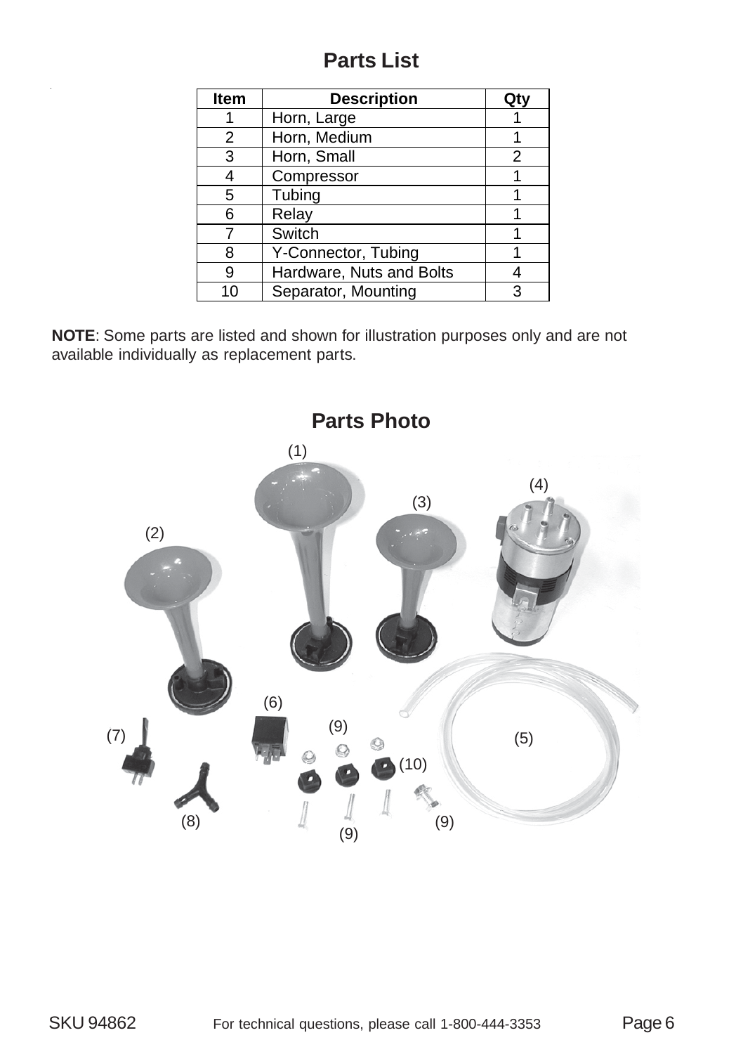## Parts List

| Item | Description | Qty |
|---|---|---|
| 1 | Horn, Large | 1 |
| 2 | Horn, Medium | 1 |
| 3 | Horn, Small | 2 |
| 4 | Compressor | 1 |
| 5 | Tubing | 1 |
| 6 | Relay | 1 |
| 7 | Switch | 1 |
| 8 | Y-Connector, Tubing | 1 |
| 9 | Hardware, Nuts and Bolts | 4 |
| 10 | Separator, Mounting | 3 |

**NOTE**: Some parts are listed and shown for illustration purposes only and are not available individually as replacement parts.

## Parts Photo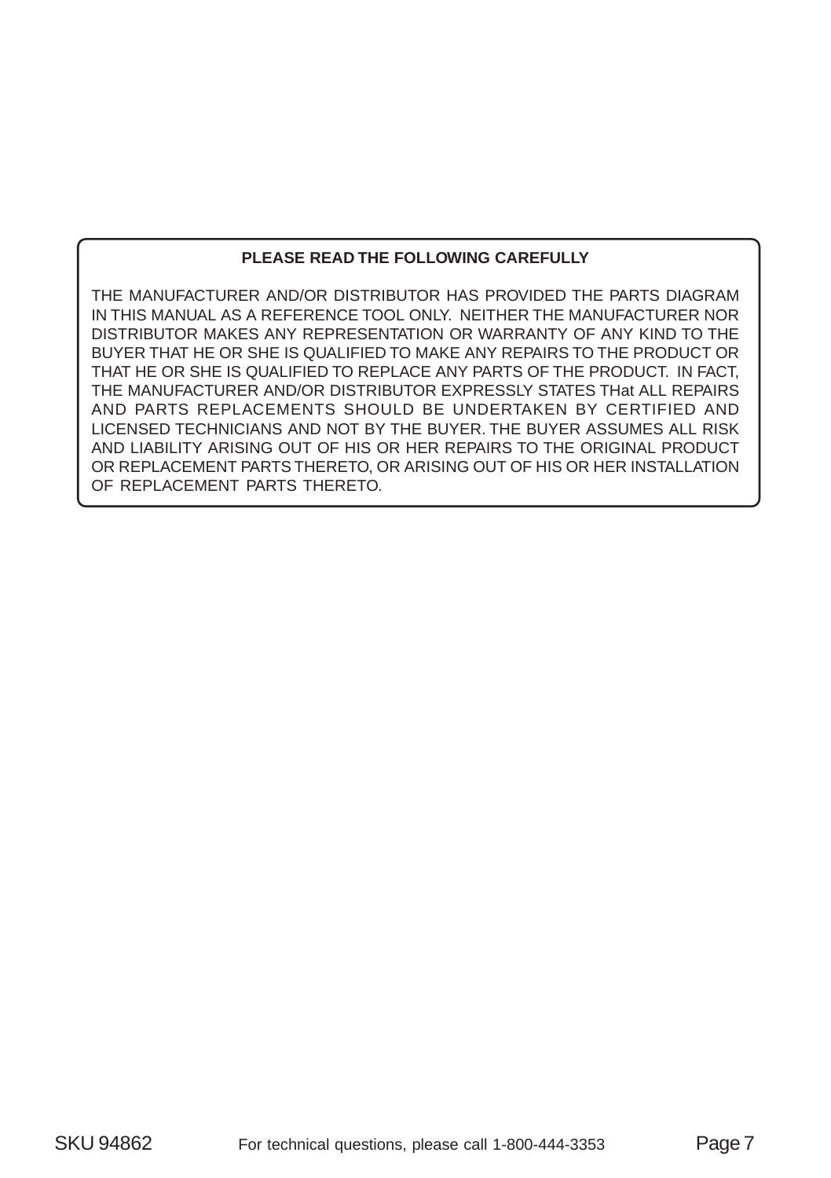**PLEASE READ THE FOLLOWING CAREFULLY**

THE MANUFACTURER AND/OR DISTRIBUTOR HAS PROVIDED THE PARTS DIAGRAM IN THIS MANUAL AS A REFERENCE TOOL ONLY. NEITHER THE MANUFACTURER NOR DISTRIBUTOR MAKES ANY REPRESENTATION OR WARRANTY OF ANY KIND TO THE BUYER THAT HE OR SHE IS QUALIFIED TO MAKE ANY REPAIRS TO THE PRODUCT OR THAT HE OR SHE IS QUALIFIED TO REPLACE ANY PARTS OF THE PRODUCT. IN FACT, THE MANUFACTURER AND/OR DISTRIBUTOR EXPRESSLY STATES THat ALL REPAIRS AND PARTS REPLACEMENTS SHOULD BE UNDERTAKEN BY CERTIFIED AND LICENSED TECHNICIANS AND NOT BY THE BUYER. THE BUYER ASSUMES ALL RISK AND LIABILITY ARISING OUT OF HIS OR HER REPAIRS TO THE ORIGINAL PRODUCT OR REPLACEMENT PARTS THERETO, OR ARISING OUT OF HIS OR HER INSTALLATION OF REPLACEMENT PARTS THERETO.